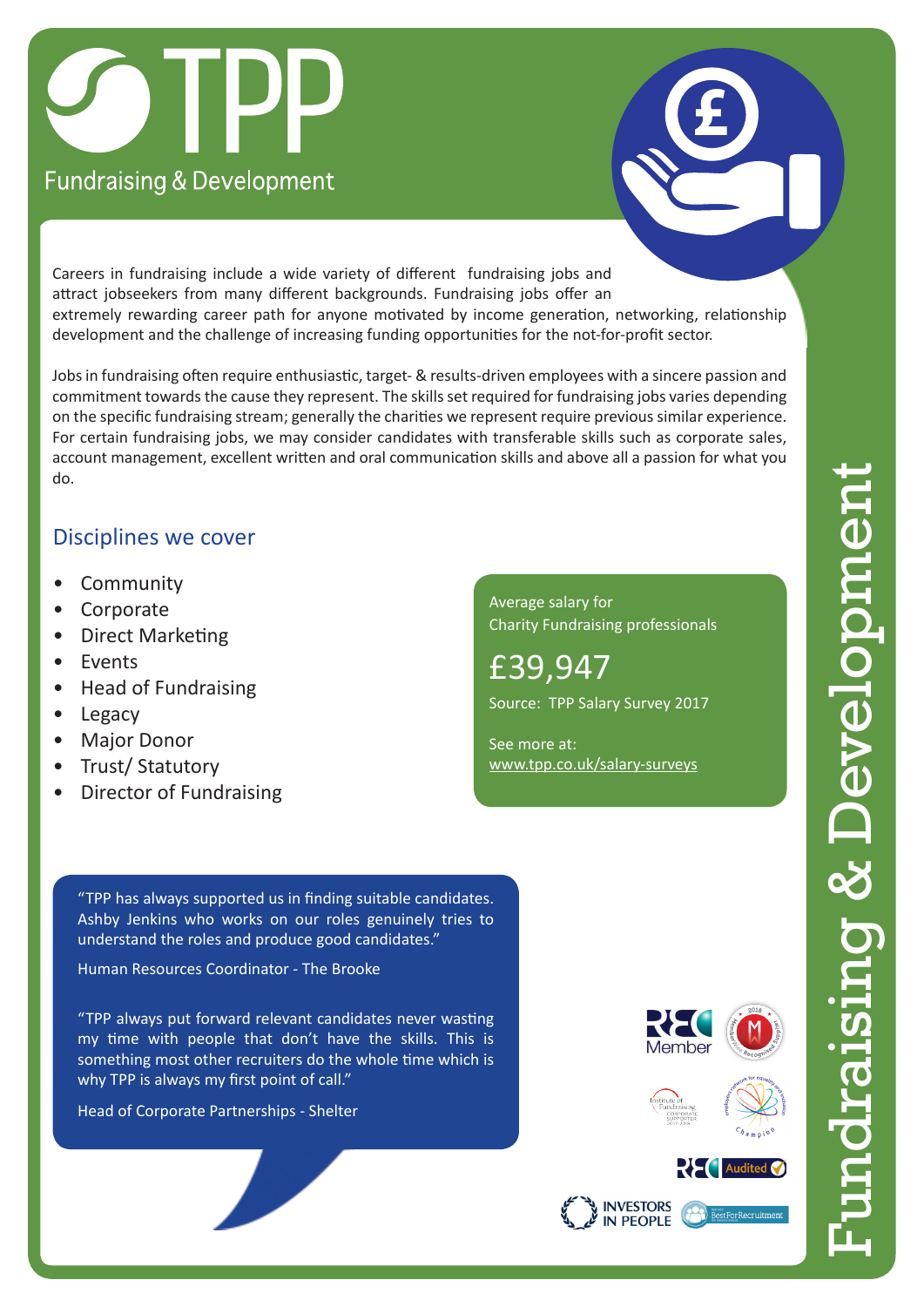# TPP

Fundraising & Development

Careers in fundraising include a wide variety of different fundraising jobs and attract jobseekers from many different backgrounds. Fundraising jobs offer an extremely rewarding career path for anyone motivated by income generation, networking, relationship development and the challenge of increasing funding opportunities for the not-for-profit sector.

Jobs in fundraising often require enthusiastic, target- & results-driven employees with a sincere passion and commitment towards the cause they represent. The skills set required for fundraising jobs varies depending on the specific fundraising stream; generally the charities we represent require previous similar experience. For certain fundraising jobs, we may consider candidates with transferable skills such as corporate sales, account management, excellent written and oral communication skills and above all a passion for what you do.

## Disciplines we cover

- Community
- Corporate
- Direct Marketing
- Events
- Head of Fundraising
- Legacy
- Major Donor
- Trust/ Statutory
- Director of Fundraising

Average salary for Charity Fundraising professionals

**£39,947**

Source: TPP Salary Survey 2017

See more at: www.tpp.co.uk/salary-surveys

"TPP has always supported us in finding suitable candidates. Ashby Jenkins who works on our roles genuinely tries to understand the roles and produce good candidates."

Human Resources Coordinator - The Brooke

"TPP always put forward relevant candidates never wasting my time with people that don't have the skills. This is something most other recruiters do the whole time which is why TPP is always my first point of call."

Head of Corporate Partnerships - Shelter

REC Member · REC Audited · Investors in People · BestForRecruitment

Fundraising & Development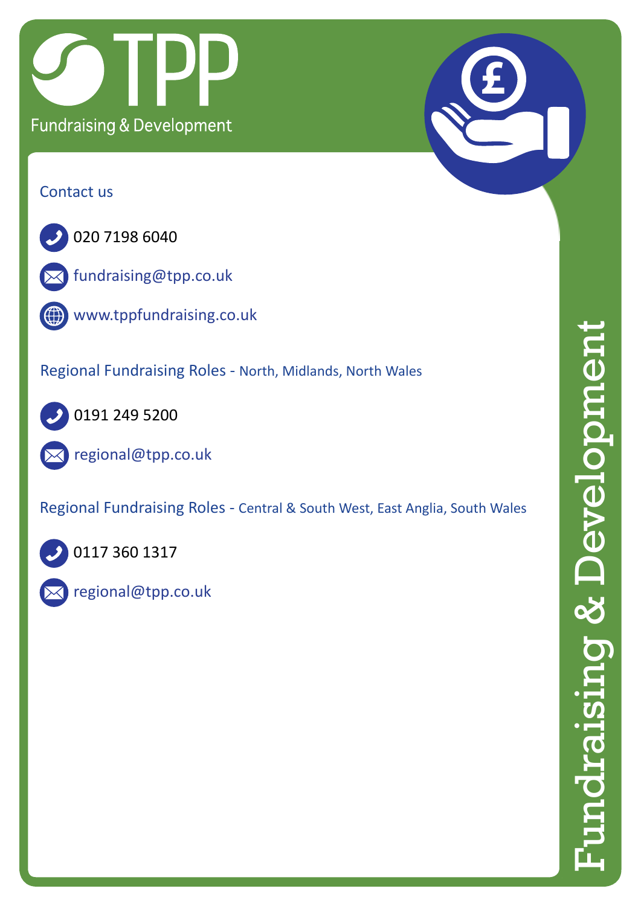TPP

Fundraising & Development

## Contact us

020 7198 6040

fundraising@tpp.co.uk

www.tppfundraising.co.uk

## Regional Fundraising Roles - North, Midlands, North Wales

0191 249 5200

regional@tpp.co.uk

## Regional Fundraising Roles - Central & South West, East Anglia, South Wales

0117 360 1317

regional@tpp.co.uk

Fundraising & Development